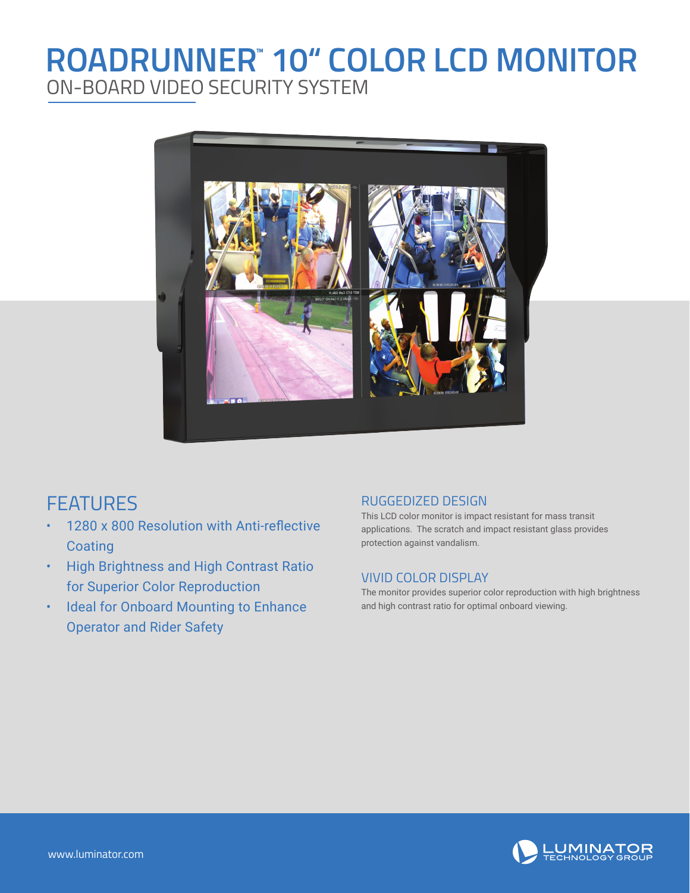# ROADRUNNER™ 10" COLOR LCD MONITOR

## ON-BOARD VIDEO SECURITY SYSTEM

## FEATURES

- 1280 x 800 Resolution with Anti-reflective Coating
- High Brightness and High Contrast Ratio for Superior Color Reproduction
- Ideal for Onboard Mounting to Enhance Operator and Rider Safety

### RUGGEDIZED DESIGN

This LCD color monitor is impact resistant for mass transit applications. The scratch and impact resistant glass provides protection against vandalism.

### VIVID COLOR DISPLAY

The monitor provides superior color reproduction with high brightness and high contrast ratio for optimal onboard viewing.

www.luminator.com

LUMINATOR TECHNOLOGY GROUP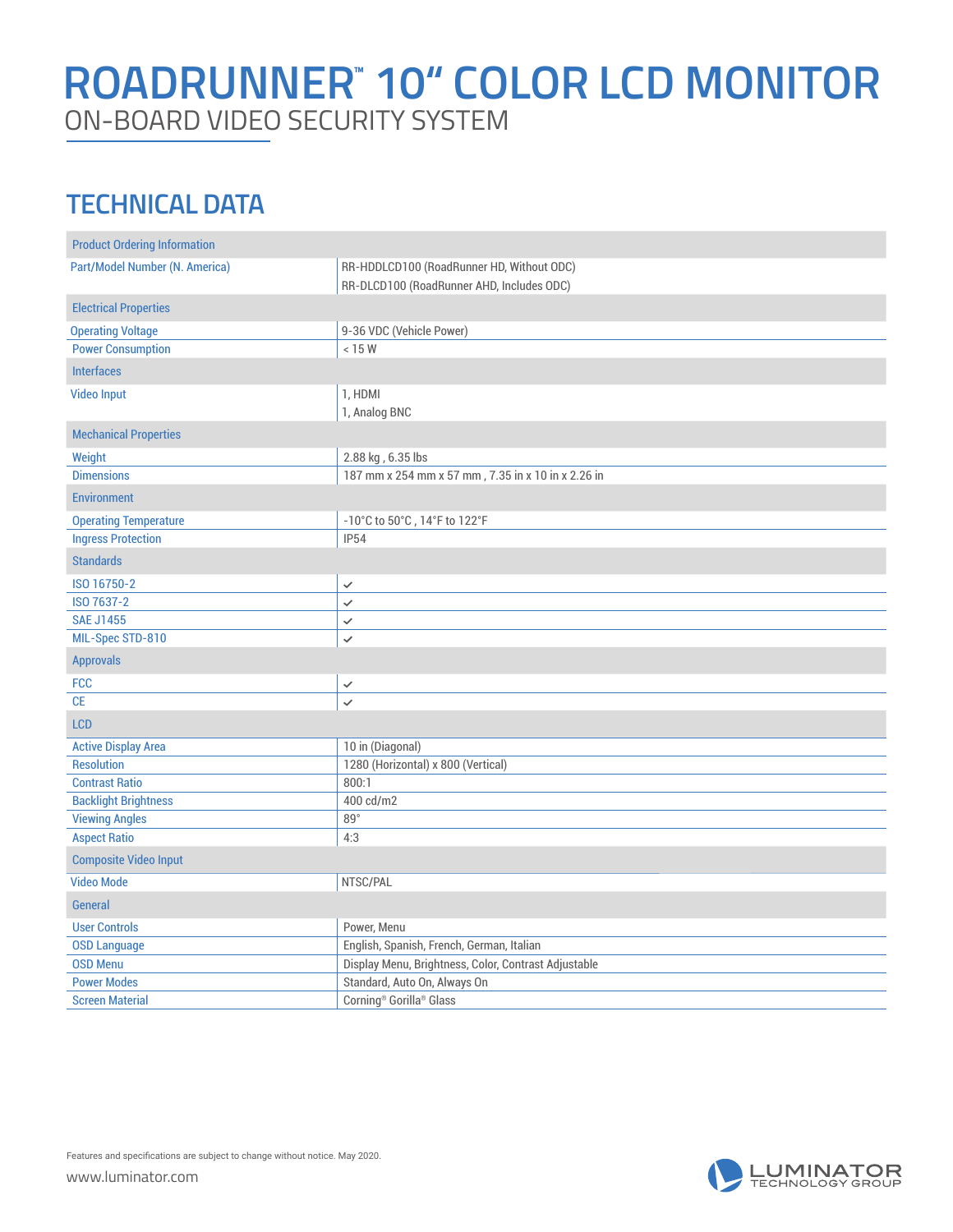# ROADRUNNER™ 10" COLOR LCD MONITOR

ON-BOARD VIDEO SECURITY SYSTEM

## TECHNICAL DATA

| | |
|---|---|
| **Product Ordering Information** | |
| Part/Model Number (N. America) | RR-HDDLCD100 (RoadRunner HD, Without ODC)<br>RR-DLCD100 (RoadRunner AHD, Includes ODC) |
| **Electrical Properties** | |
| Operating Voltage | 9-36 VDC (Vehicle Power) |
| Power Consumption | < 15 W |
| **Interfaces** | |
| Video Input | 1, HDMI<br>1, Analog BNC |
| **Mechanical Properties** | |
| Weight | 2.88 kg , 6.35 lbs |
| Dimensions | 187 mm x 254 mm x 57 mm , 7.35 in x 10 in x 2.26 in |
| **Environment** | |
| Operating Temperature | -10°C to 50°C , 14°F to 122°F |
| Ingress Protection | IP54 |
| **Standards** | |
| ISO 16750-2 | ✓ |
| ISO 7637-2 | ✓ |
| SAE J1455 | ✓ |
| MIL-Spec STD-810 | ✓ |
| **Approvals** | |
| FCC | ✓ |
| CE | ✓ |
| **LCD** | |
| Active Display Area | 10 in (Diagonal) |
| Resolution | 1280 (Horizontal) x 800 (Vertical) |
| Contrast Ratio | 800:1 |
| Backlight Brightness | 400 cd/m2 |
| Viewing Angles | 89° |
| Aspect Ratio | 4:3 |
| **Composite Video Input** | |
| Video Mode | NTSC/PAL |
| **General** | |
| User Controls | Power, Menu |
| OSD Language | English, Spanish, French, German, Italian |
| OSD Menu | Display Menu, Brightness, Color, Contrast Adjustable |
| Power Modes | Standard, Auto On, Always On |
| Screen Material | Corning® Gorilla® Glass |

Features and specifications are subject to change without notice. May 2020.

www.luminator.com

LUMINATOR TECHNOLOGY GROUP